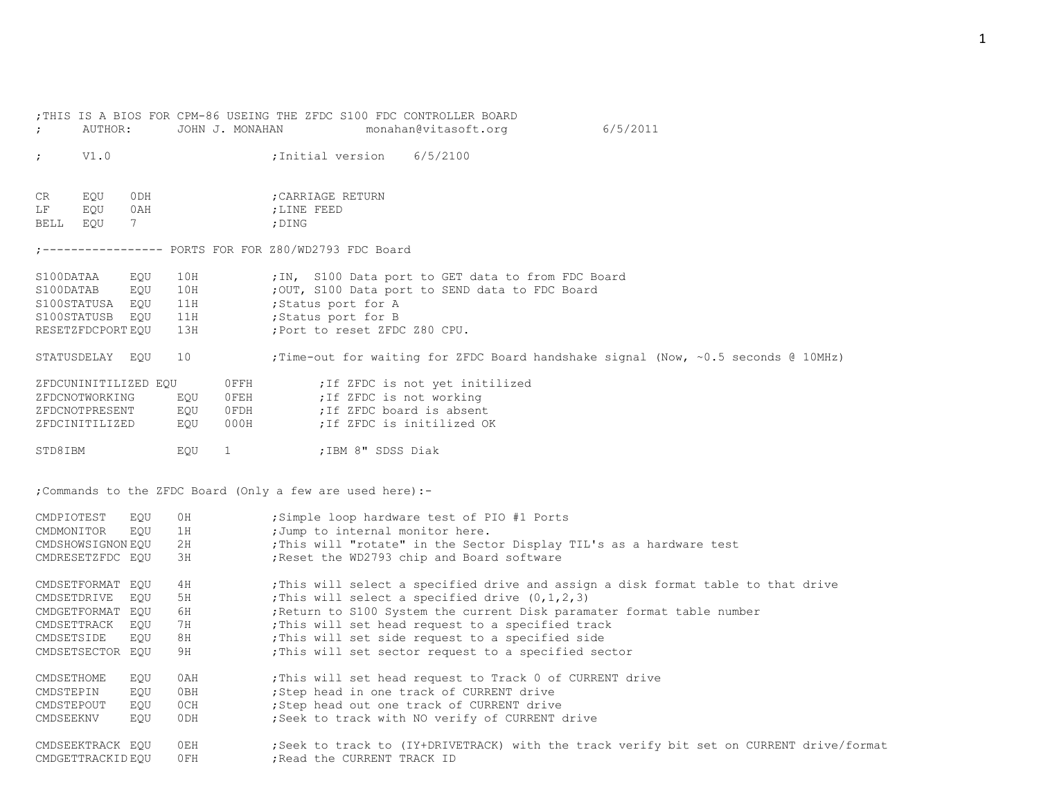```
;THIS IS A BIOS FOR CPM-86 USEING THE ZFDC S100 FDC CONTROLLER BOARD
;       AUTHOR:       JOHN J. MONAHAN            monahan@vitasoft.org             6/5/2011

;       V1.0                        ;Initial version    6/5/2100


CR      EQU    0DH                  ;CARRIAGE RETURN
LF      EQU    0AH                  ;LINE FEED
BELL    EQU    7                    ;DING

;----------------- PORTS FOR FOR Z80/WD2793 FDC Board

S100DATAA       EQU    10H          ;IN,  S100 Data port to GET data to from FDC Board
S100DATAB       EQU    10H          ;OUT, S100 Data port to SEND data to FDC Board
S100STATUSA     EQU    11H          ;Status port for A
S100STATUSB     EQU    11H          ;Status port for B
RESETZFDCPORT EQU      13H          ;Port to reset ZFDC Z80 CPU.

STATUSDELAY     EQU    10           ;Time-out for waiting for ZFDC Board handshake signal (Now, ~0.5 seconds @ 10MHz)

ZFDCUNINITILIZED EQU        0FFH         ;If ZFDC is not yet initilized
ZFDCNOTWORKING      EQU     0FEH         ;If ZFDC is not working
ZFDCNOTPRESENT      EQU     0FDH         ;If ZFDC board is absent
ZFDCINITILIZED      EQU     000H         ;If ZFDC is initilized OK

STD8IBM             EQU     1            ;IBM 8" SDSS Diak


;Commands to the ZFDC Board (Only a few are used here):-

CMDPIOTEST      EQU    0H           ;Simple loop hardware test of PIO #1 Ports
CMDMONITOR      EQU    1H           ;Jump to internal monitor here.
CMDSHOWSIGNON EQU      2H           ;This will "rotate" in the Sector Display TIL's as a hardware test
CMDRESETZFDC EQU       3H           ;Reset the WD2793 chip and Board software

CMDSETFORMAT EQU       4H           ;This will select a specified drive and assign a disk format table to that drive
CMDSETDRIVE     EQU    5H           ;This will select a specified drive (0,1,2,3)
CMDGETFORMAT EQU       6H           ;Return to S100 System the current Disk paramater format table number
CMDSETTRACK     EQU    7H           ;This will set head request to a specified track
CMDSETSIDE      EQU    8H           ;This will set side request to a specified side
CMDSETSECTOR EQU       9H           ;This will set sector request to a specified sector

CMDSETHOME      EQU    0AH          ;This will set head request to Track 0 of CURRENT drive
CMDSTEPIN       EQU    0BH          ;Step head in one track of CURRENT drive
CMDSTEPOUT      EQU    0CH          ;Step head out one track of CURRENT drive
CMDSEEKNV       EQU    0DH          ;Seek to track with NO verify of CURRENT drive

CMDSEEKTRACK EQU       0EH          ;Seek to track to (IY+DRIVETRACK) with the track verify bit set on CURRENT drive/format
CMDGETTRACKID EQU      0FH          ;Read the CURRENT TRACK ID
```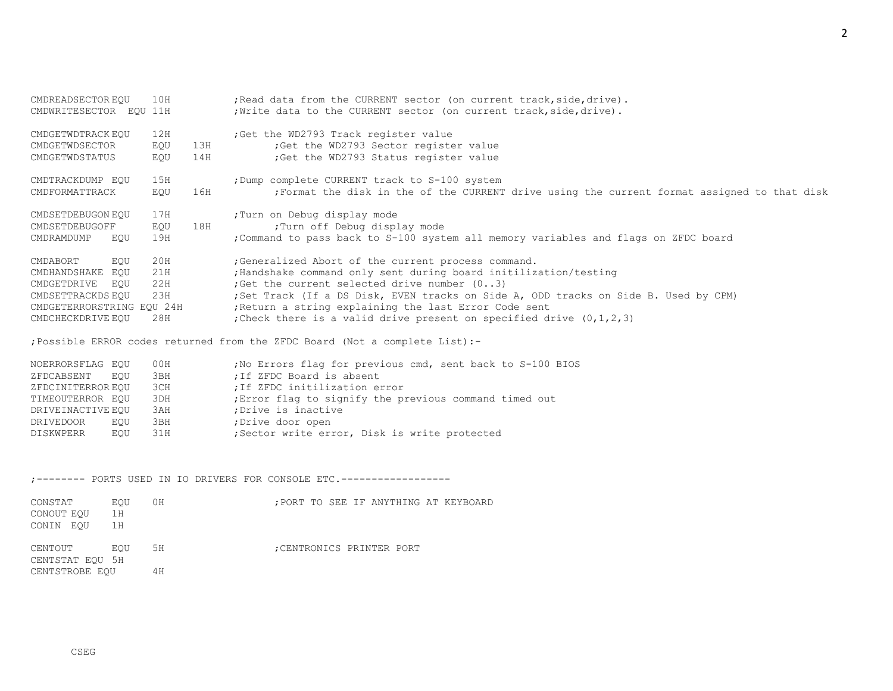```
CMDREADSECTOR EQU    10H          ;Read data from the CURRENT sector (on current track,side,drive).
CMDWRITESECTOR  EQU 11H           ;Write data to the CURRENT sector (on current track,side,drive).

CMDGETWDTRACK EQU    12H          ;Get the WD2793 Track register value
CMDGETWDSECTOR      EQU   13H           ;Get the WD2793 Sector register value
CMDGETWDSTATUS      EQU   14H           ;Get the WD2793 Status register value

CMDTRACKDUMP EQU    15H           ;Dump complete CURRENT track to S-100 system
CMDFORMATTRACK      EQU   16H           ;Format the disk in the of the CURRENT drive using the current format assigned to that disk

CMDSETDEBUGON EQU    17H          ;Turn on Debug display mode
CMDSETDEBUGOFF      EQU   18H           ;Turn off Debug display mode
CMDRAMDUMP   EQU    19H           ;Command to pass back to S-100 system all memory variables and flags on ZFDC board

CMDABORT     EQU    20H           ;Generalized Abort of the current process command.
CMDHANDSHAKE EQU    21H           ;Handshake command only sent during board initilization/testing
CMDGETDRIVE  EQU    22H           ;Get the current selected drive number (0..3)
CMDSETTRACKDS EQU    23H          ;Set Track (If a DS Disk, EVEN tracks on Side A, ODD tracks on Side B. Used by CPM)
CMDGETERRORSTRING EQU 24H         ;Return a string explaining the last Error Code sent
CMDCHECKDRIVE EQU    28H          ;Check there is a valid drive present on specified drive (0,1,2,3)

;Possible ERROR codes returned from the ZFDC Board (Not a complete List):-

NOERRORSFLAG EQU    00H           ;No Errors flag for previous cmd, sent back to S-100 BIOS
ZFDCABSENT   EQU    3BH           ;If ZFDC Board is absent
ZFDCINITERROR EQU    3CH          ;If ZFDC initilization error
TIMEOUTERROR EQU    3DH           ;Error flag to signify the previous command timed out
DRIVEINACTIVE EQU    3AH          ;Drive is inactive
DRIVEDOOR    EQU    3BH           ;Drive door open
DISKWPERR    EQU    31H           ;Sector write error, Disk is write protected


;-------- PORTS USED IN IO DRIVERS FOR CONSOLE ETC.------------------

CONSTAT      EQU    0H                  ;PORT TO SEE IF ANYTHING AT KEYBOARD
CONOUT EQU    1H
CONIN  EQU    1H

CENTOUT      EQU    5H                  ;CENTRONICS PRINTER PORT
CENTSTAT EQU 5H
CENTSTROBE EQU      4H



      CSEG
```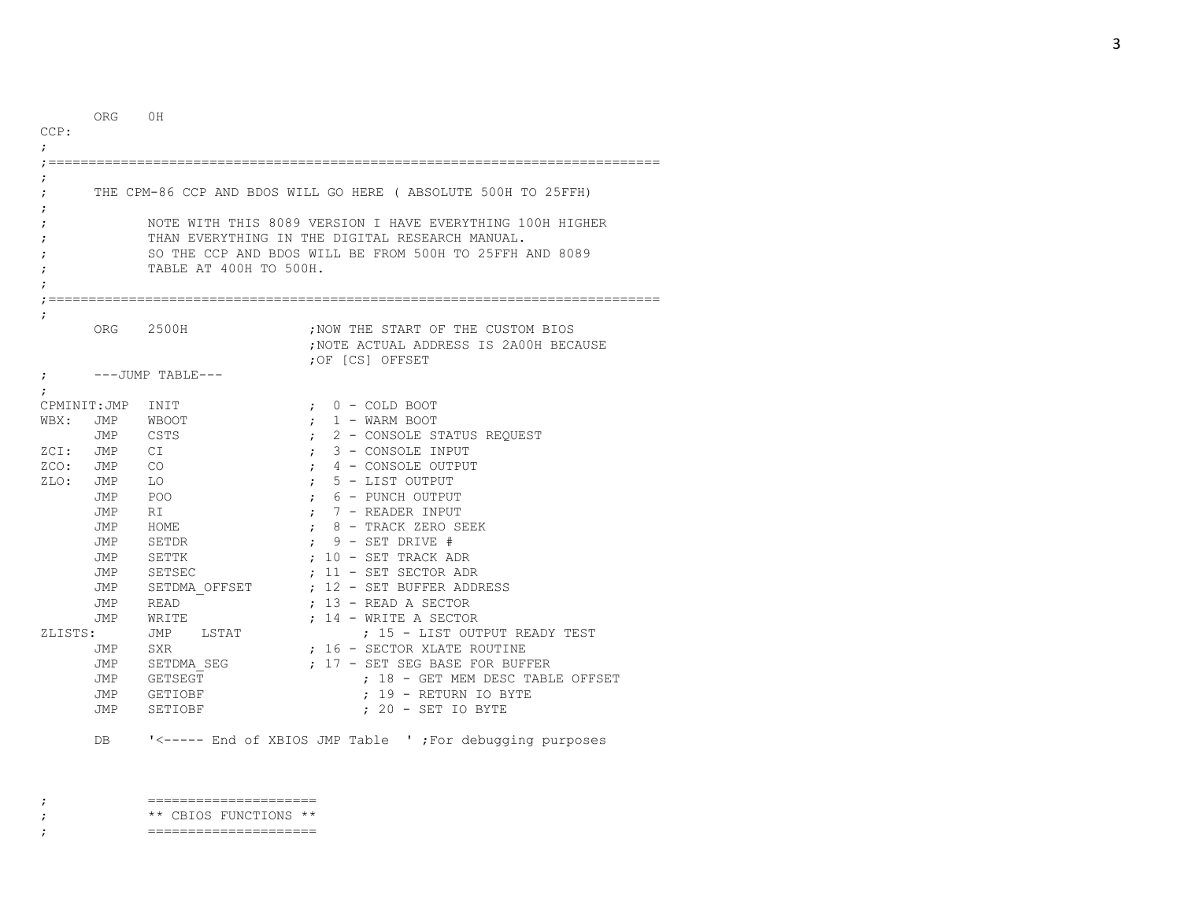```
        ORG     0H
CCP:
;
;==========================================================================
;
;       THE CPM-86 CCP AND BDOS WILL GO HERE ( ABSOLUTE 500H TO 25FFH)
;
;               NOTE WITH THIS 8089 VERSION I HAVE EVERYTHING 100H HIGHER
;               THAN EVERYTHING IN THE DIGITAL RESEARCH MANUAL.
;               SO THE CCP AND BDOS WILL BE FROM 500H TO 25FFH AND 8089
;               TABLE AT 400H TO 500H.
;
;==========================================================================
;
        ORG     2500H                   ;NOW THE START OF THE CUSTOM BIOS
                                        ;NOTE ACTUAL ADDRESS IS 2A00H BECAUSE
                                        ;OF [CS] OFFSET
;       ---JUMP TABLE---
;
CPMINIT:JMP     INIT                    ;  0 - COLD BOOT
WBX:    JMP     WBOOT                   ;  1 - WARM BOOT
        JMP     CSTS                    ;  2 - CONSOLE STATUS REQUEST
ZCI:    JMP     CI                      ;  3 - CONSOLE INPUT
ZCO:    JMP     CO                      ;  4 - CONSOLE OUTPUT
ZLO:    JMP     LO                      ;  5 - LIST OUTPUT
        JMP     POO                     ;  6 - PUNCH OUTPUT
        JMP     RI                      ;  7 - READER INPUT
        JMP     HOME                    ;  8 - TRACK ZERO SEEK
        JMP     SETDR                   ;  9 - SET DRIVE #
        JMP     SETTK                   ; 10 - SET TRACK ADR
        JMP     SETSEC                  ; 11 - SET SECTOR ADR
        JMP     SETDMA_OFFSET           ; 12 - SET BUFFER ADDRESS
        JMP     READ                    ; 13 - READ A SECTOR
        JMP     WRITE                   ; 14 - WRITE A SECTOR
ZLISTS:         JMP     LSTAT                   ; 15 - LIST OUTPUT READY TEST
        JMP     SXR                     ; 16 - SECTOR XLATE ROUTINE
        JMP     SETDMA_SEG              ; 17 - SET SEG BASE FOR BUFFER
        JMP     GETSEGT                         ; 18 - GET MEM DESC TABLE OFFSET
        JMP     GETIOBF                         ; 19 - RETURN IO BYTE
        JMP     SETIOBF                         ; 20 - SET IO BYTE

        DB      '<----- End of XBIOS JMP Table  ' ;For debugging purposes


;               =====================
;               ** CBIOS FUNCTIONS **
;               =====================
```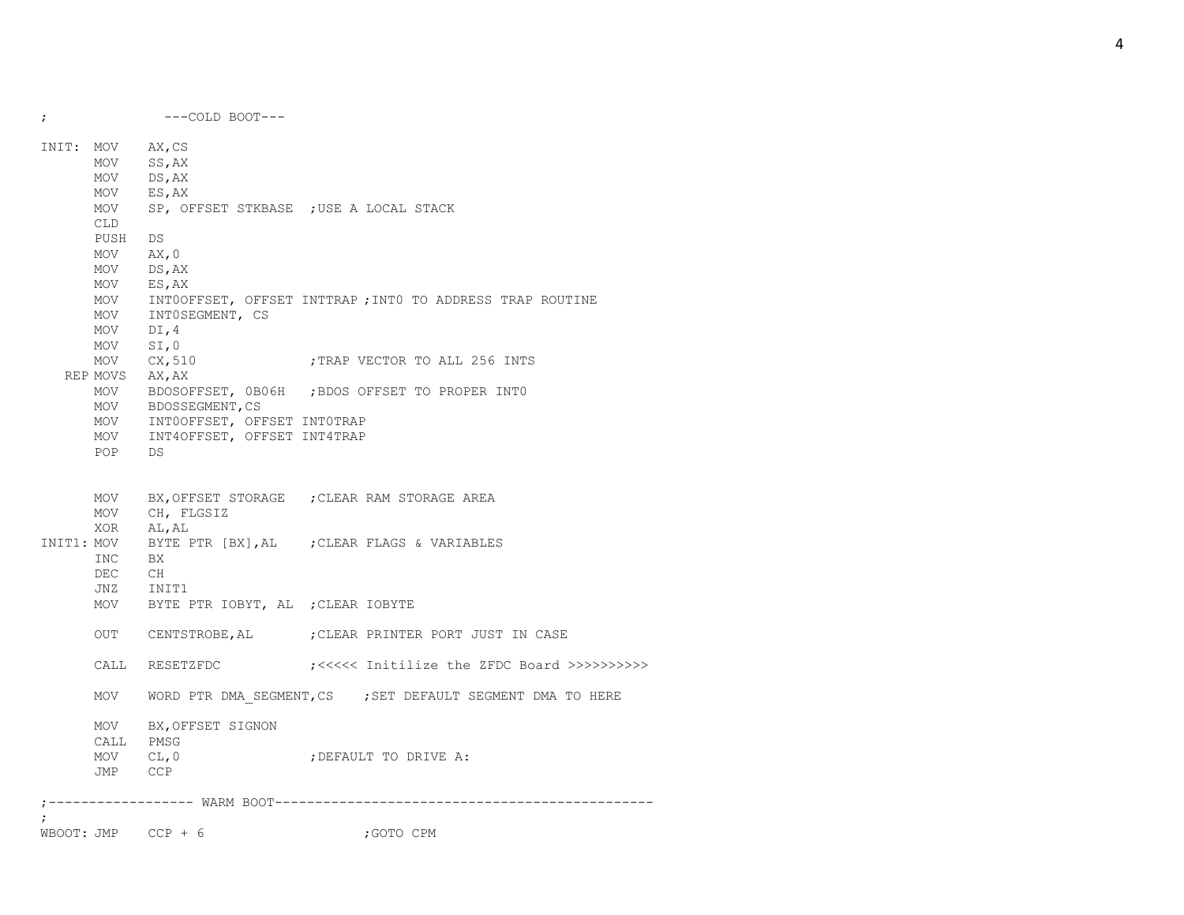```
;               ---COLD BOOT---

INIT: MOV   AX,CS
      MOV   SS,AX
      MOV   DS,AX
      MOV   ES,AX
      MOV   SP, OFFSET STKBASE  ;USE A LOCAL STACK
      CLD
      PUSH  DS
      MOV   AX,0
      MOV   DS,AX
      MOV   ES,AX
      MOV   INT0OFFSET, OFFSET INTTRAP ;INT0 TO ADDRESS TRAP ROUTINE
      MOV   INT0SEGMENT, CS
      MOV   DI,4
      MOV   SI,0
      MOV   CX,510              ;TRAP VECTOR TO ALL 256 INTS
  REP MOVS  AX,AX
      MOV   BDOSOFFSET, 0B06H   ;BDOS OFFSET TO PROPER INT0
      MOV   BDOSSEGMENT,CS
      MOV   INT0OFFSET, OFFSET INT0TRAP
      MOV   INT4OFFSET, OFFSET INT4TRAP
      POP   DS


      MOV   BX,OFFSET STORAGE   ;CLEAR RAM STORAGE AREA
      MOV   CH, FLGSIZ
      XOR   AL,AL
INIT1: MOV  BYTE PTR [BX],AL    ;CLEAR FLAGS & VARIABLES
      INC   BX
      DEC   CH
      JNZ   INIT1
      MOV   BYTE PTR IOBYT, AL  ;CLEAR IOBYTE

      OUT   CENTSTROBE,AL       ;CLEAR PRINTER PORT JUST IN CASE

      CALL  RESETZFDC           ;<<<<< Initilize the ZFDC Board >>>>>>>>>>

      MOV   WORD PTR DMA_SEGMENT,CS    ;SET DEFAULT SEGMENT DMA TO HERE

      MOV   BX,OFFSET SIGNON
      CALL  PMSG
      MOV   CL,0                ;DEFAULT TO DRIVE A:
      JMP   CCP

;------------------ WARM BOOT----------------------------------------------
;
WBOOT: JMP   CCP + 6                    ;GOTO CPM
```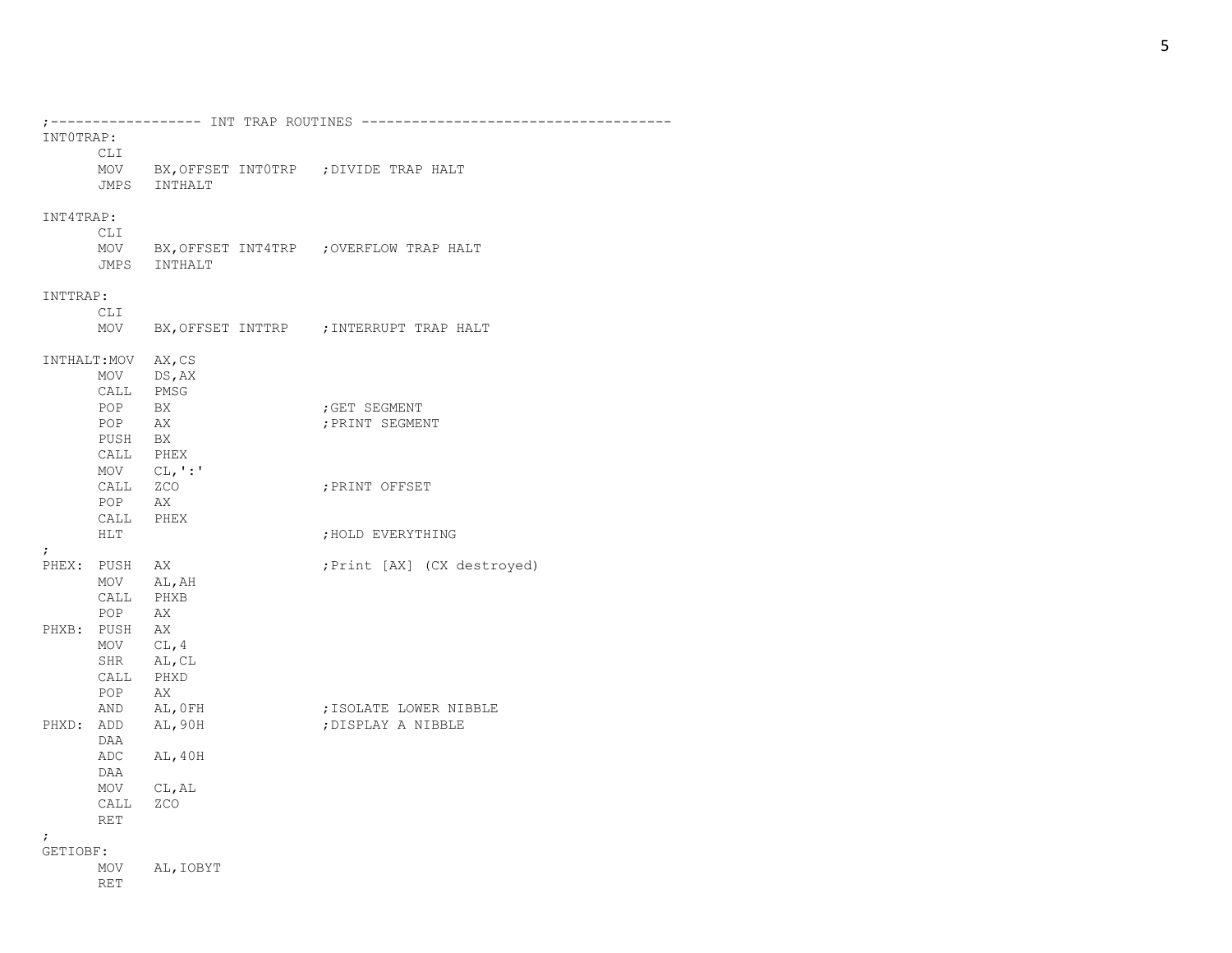```
;------------------ INT TRAP ROUTINES -------------------------------------
INT0TRAP:
       CLI
       MOV    BX,OFFSET INT0TRP   ;DIVIDE TRAP HALT
       JMPS   INTHALT

INT4TRAP:
       CLI
       MOV    BX,OFFSET INT4TRP   ;OVERFLOW TRAP HALT
       JMPS   INTHALT

INTTRAP:
       CLI
       MOV    BX,OFFSET INTTRP    ;INTERRUPT TRAP HALT

INTHALT:MOV   AX,CS
       MOV    DS,AX
       CALL   PMSG
       POP    BX                  ;GET SEGMENT
       POP    AX                  ;PRINT SEGMENT
       PUSH   BX
       CALL   PHEX
       MOV    CL,':'
       CALL   ZCO                 ;PRINT OFFSET
       POP    AX
       CALL   PHEX
       HLT                        ;HOLD EVERYTHING
;
PHEX:  PUSH   AX                  ;Print [AX] (CX destroyed)
       MOV    AL,AH
       CALL   PHXB
       POP    AX
PHXB:  PUSH   AX
       MOV    CL,4
       SHR    AL,CL
       CALL   PHXD
       POP    AX
       AND    AL,0FH              ;ISOLATE LOWER NIBBLE
PHXD:  ADD    AL,90H              ;DISPLAY A NIBBLE
       DAA
       ADC    AL,40H
       DAA
       MOV    CL,AL
       CALL   ZCO
       RET
;
GETIOBF:
       MOV    AL,IOBYT
       RET
```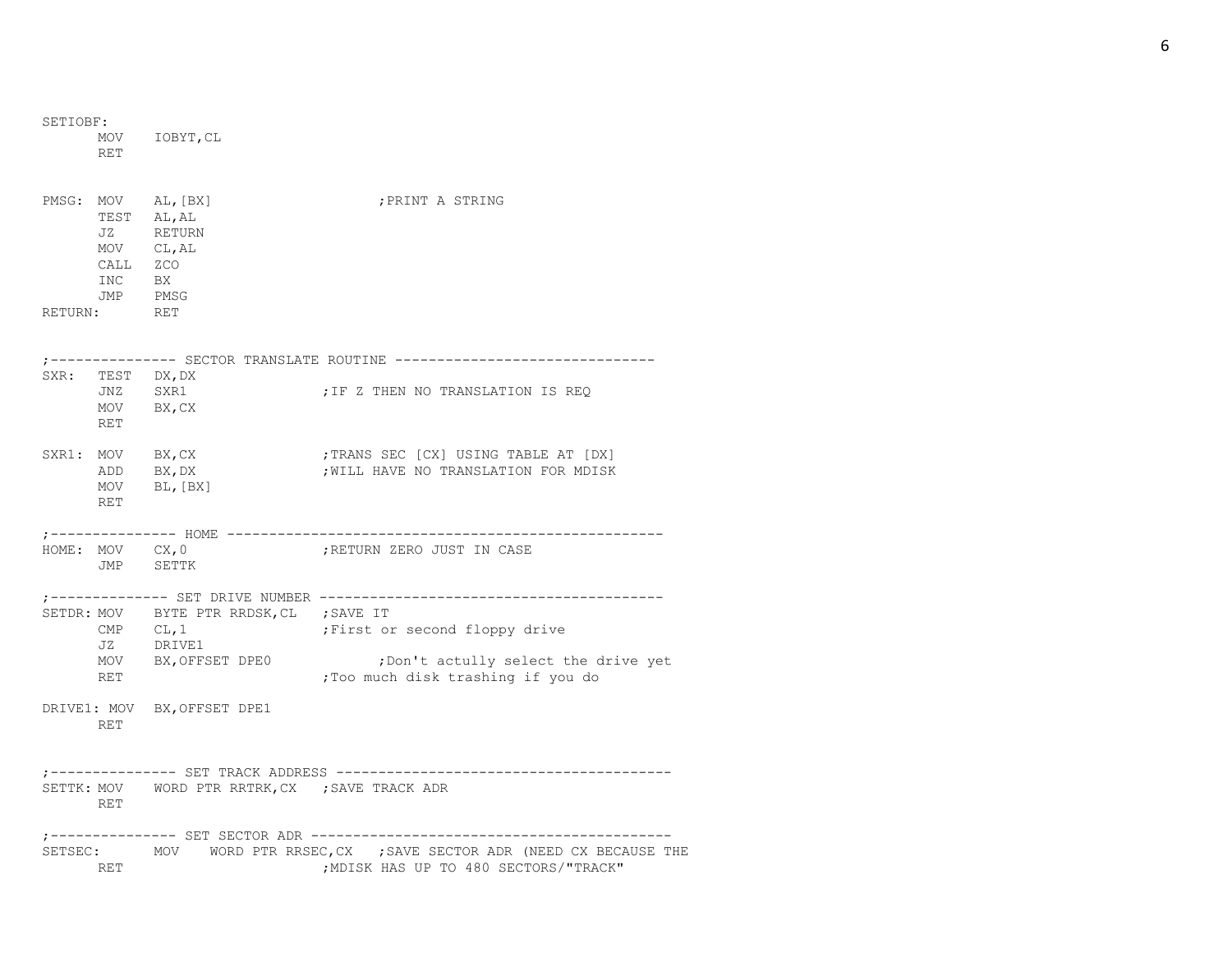```
SETIOBF:
       MOV    IOBYT,CL
       RET


PMSG:  MOV    AL,[BX]                     ;PRINT A STRING
       TEST   AL,AL
       JZ     RETURN
       MOV    CL,AL
       CALL   ZCO
       INC    BX
       JMP    PMSG
RETURN:       RET


;--------------- SECTOR TRANSLATE ROUTINE -------------------------------
SXR:   TEST   DX,DX
       JNZ    SXR1                ;IF Z THEN NO TRANSLATION IS REQ
       MOV    BX,CX
       RET

SXR1:  MOV    BX,CX               ;TRANS SEC [CX] USING TABLE AT [DX]
       ADD    BX,DX               ;WILL HAVE NO TRANSLATION FOR MDISK
       MOV    BL,[BX]
       RET

;--------------- HOME ----------------------------------------------------
HOME:  MOV    CX,0                ;RETURN ZERO JUST IN CASE
       JMP    SETTK

;-------------- SET DRIVE NUMBER -----------------------------------------
SETDR: MOV    BYTE PTR RRDSK,CL   ;SAVE IT
       CMP    CL,1                ;First or second floppy drive
       JZ     DRIVE1
       MOV    BX,OFFSET DPE0              ;Don't actully select the drive yet
       RET                        ;Too much disk trashing if you do

DRIVE1: MOV   BX,OFFSET DPE1
       RET


;--------------- SET TRACK ADDRESS ---------------------------------------
SETTK: MOV    WORD PTR RRTRK,CX   ;SAVE TRACK ADR
       RET

;--------------- SET SECTOR ADR ------------------------------------------
SETSEC:       MOV    WORD PTR RRSEC,CX   ;SAVE SECTOR ADR (NEED CX BECAUSE THE
       RET                        ;MDISK HAS UP TO 480 SECTORS/"TRACK"
```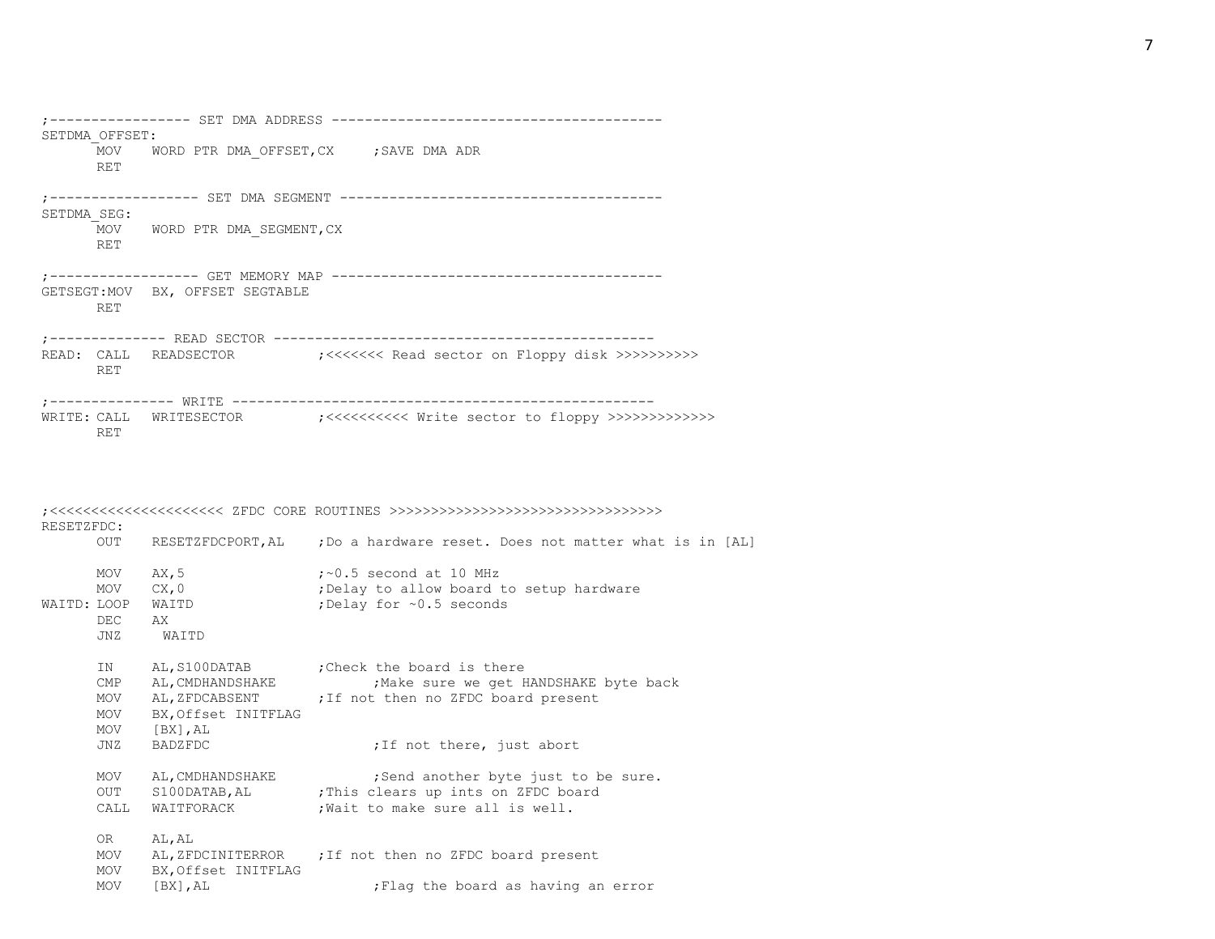```
;----------------- SET DMA ADDRESS ---------------------------------------
SETDMA_OFFSET:
       MOV    WORD PTR DMA_OFFSET,CX     ;SAVE DMA ADR
       RET

;------------------ SET DMA SEGMENT --------------------------------------
SETDMA_SEG:
       MOV    WORD PTR DMA_SEGMENT,CX
       RET

;------------------ GET MEMORY MAP ---------------------------------------
GETSEGT:MOV  BX, OFFSET SEGTABLE
       RET

;-------------- READ SECTOR ---------------------------------------------
READ:  CALL   READSECTOR          ;<<<<<<< Read sector on Floppy disk >>>>>>>>>>
       RET

;--------------- WRITE --------------------------------------------------
WRITE: CALL   WRITESECTOR         ;<<<<<<<<<< Write sector to floppy >>>>>>>>>>>>>
       RET



;<<<<<<<<<<<<<<<<<<<<<< ZFDC CORE ROUTINES >>>>>>>>>>>>>>>>>>>>>>>>>>>>>>>>>
RESETZFDC:
       OUT    RESETZFDCPORT,AL    ;Do a hardware reset. Does not matter what is in [AL]

       MOV    AX,5                ;~0.5 second at 10 MHz
       MOV    CX,0                ;Delay to allow board to setup hardware
WAITD: LOOP   WAITD               ;Delay for ~0.5 seconds
       DEC    AX
       JNZ     WAITD

       IN     AL,S100DATAB        ;Check the board is there
       CMP    AL,CMDHANDSHAKE             ;Make sure we get HANDSHAKE byte back
       MOV    AL,ZFDCABSENT       ;If not then no ZFDC board present
       MOV    BX,Offset INITFLAG
       MOV    [BX],AL
       JNZ    BADZFDC                     ;If not there, just abort

       MOV    AL,CMDHANDSHAKE             ;Send another byte just to be sure.
       OUT    S100DATAB,AL        ;This clears up ints on ZFDC board
       CALL   WAITFORACK          ;Wait to make sure all is well.

       OR     AL,AL
       MOV    AL,ZFDCINITERROR    ;If not then no ZFDC board present
       MOV    BX,Offset INITFLAG
       MOV    [BX],AL                     ;Flag the board as having an error
```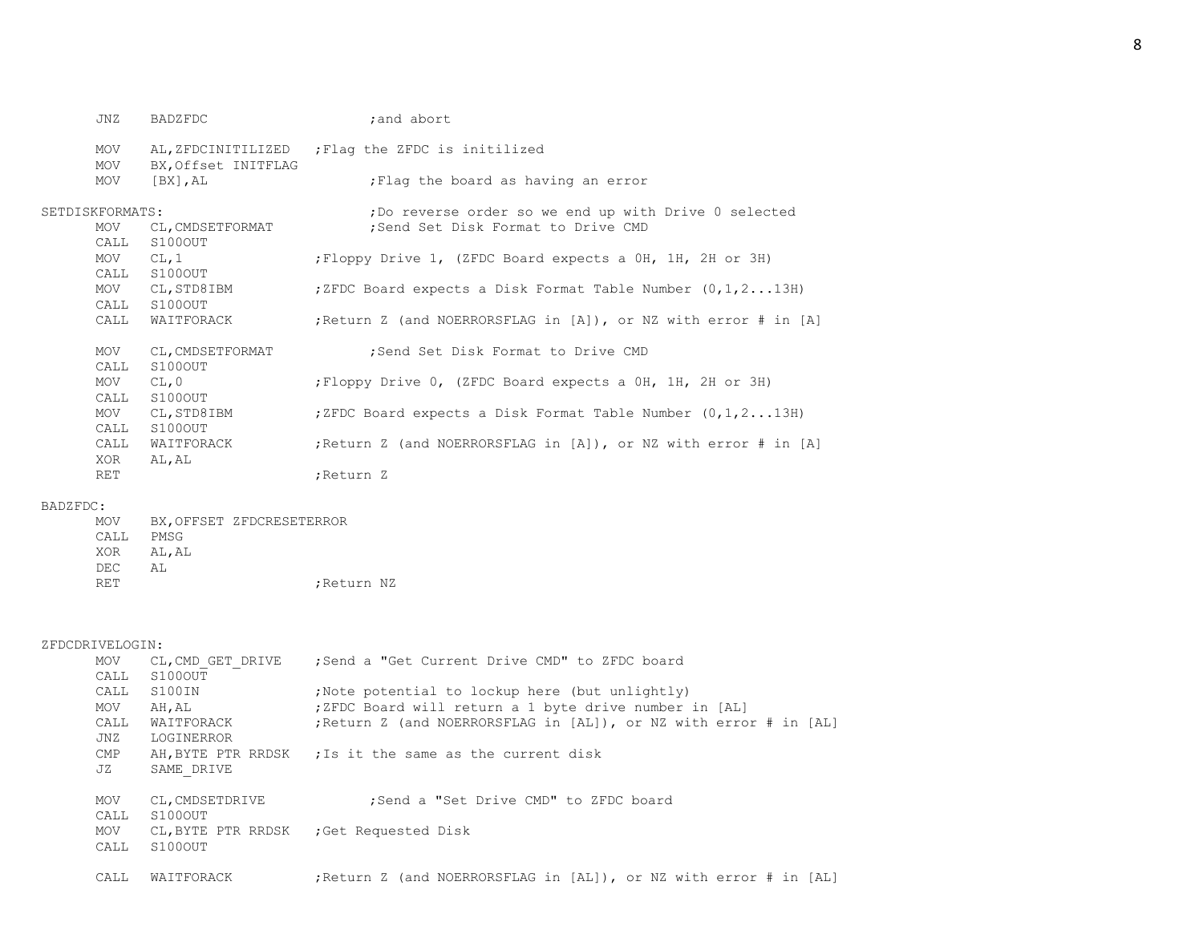```
        JNZ     BADZFDC                         ;and abort

        MOV     AL,ZFDCINITILIZED       ;Flag the ZFDC is initilized
        MOV     BX,Offset INITFLAG
        MOV     [BX],AL                         ;Flag the board as having an error

SETDISKFORMATS:                                 ;Do reverse order so we end up with Drive 0 selected
        MOV     CL,CMDSETFORMAT                 ;Send Set Disk Format to Drive CMD
        CALL    S100OUT
        MOV     CL,1                    ;Floppy Drive 1, (ZFDC Board expects a 0H, 1H, 2H or 3H)
        CALL    S100OUT
        MOV     CL,STD8IBM              ;ZFDC Board expects a Disk Format Table Number (0,1,2...13H)
        CALL    S100OUT
        CALL    WAITFORACK              ;Return Z (and NOERRORSFLAG in [A]), or NZ with error # in [A]

        MOV     CL,CMDSETFORMAT                 ;Send Set Disk Format to Drive CMD
        CALL    S100OUT
        MOV     CL,0                    ;Floppy Drive 0, (ZFDC Board expects a 0H, 1H, 2H or 3H)
        CALL    S100OUT
        MOV     CL,STD8IBM              ;ZFDC Board expects a Disk Format Table Number (0,1,2...13H)
        CALL    S100OUT
        CALL    WAITFORACK              ;Return Z (and NOERRORSFLAG in [A]), or NZ with error # in [A]
        XOR     AL,AL
        RET                             ;Return Z

BADZFDC:
        MOV     BX,OFFSET ZFDCRESETERROR
        CALL    PMSG
        XOR     AL,AL
        DEC     AL
        RET                             ;Return NZ


ZFDCDRIVELOGIN:
        MOV     CL,CMD_GET_DRIVE        ;Send a "Get Current Drive CMD" to ZFDC board
        CALL    S100OUT
        CALL    S100IN                  ;Note potential to lockup here (but unlightly)
        MOV     AH,AL                   ;ZFDC Board will return a 1 byte drive number in [AL]
        CALL    WAITFORACK              ;Return Z (and NOERRORSFLAG in [AL]), or NZ with error # in [AL]
        JNZ     LOGINERROR
        CMP     AH,BYTE PTR RRDSK       ;Is it the same as the current disk
        JZ      SAME_DRIVE

        MOV     CL,CMDSETDRIVE                  ;Send a "Set Drive CMD" to ZFDC board
        CALL    S100OUT
        MOV     CL,BYTE PTR RRDSK       ;Get Requested Disk
        CALL    S100OUT

        CALL    WAITFORACK              ;Return Z (and NOERRORSFLAG in [AL]), or NZ with error # in [AL]
```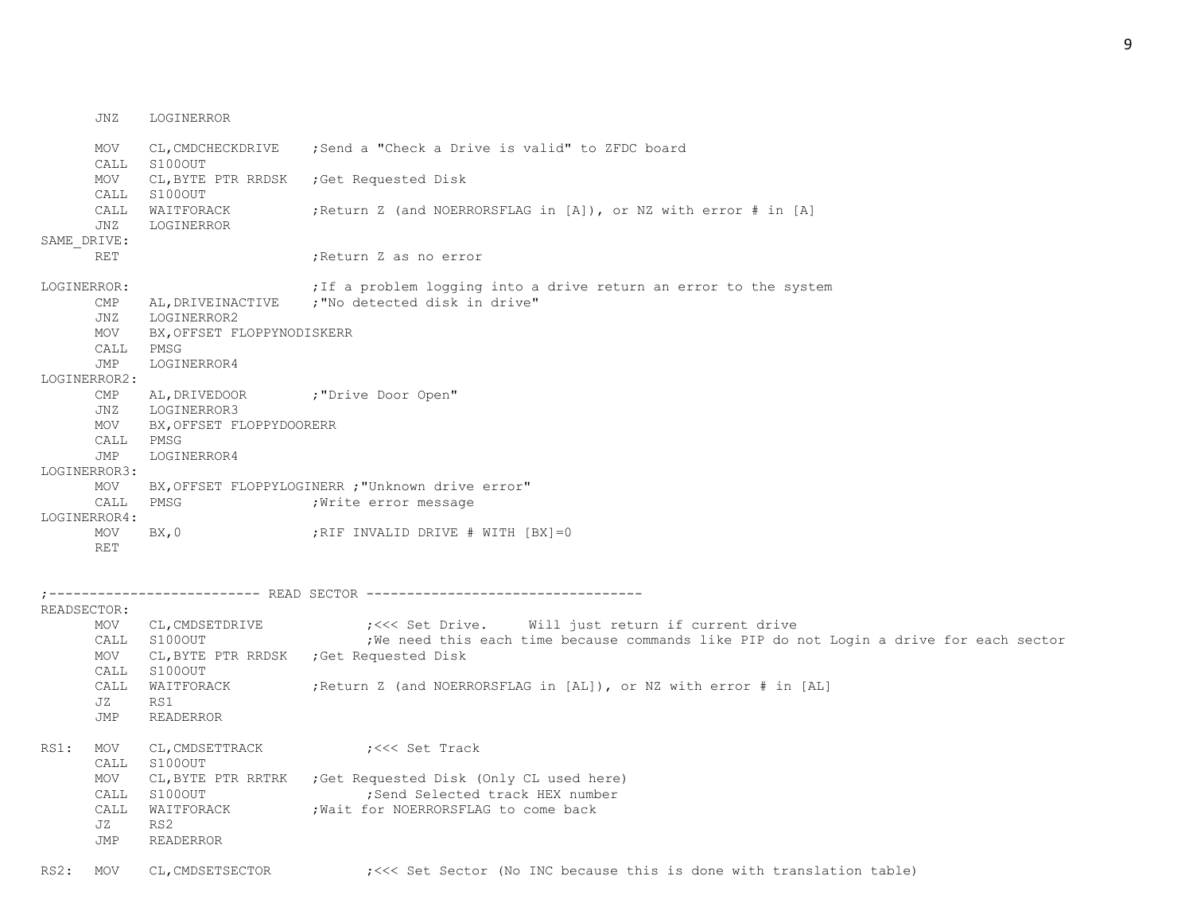```
        JNZ     LOGINERROR

        MOV     CL,CMDCHECKDRIVE    ;Send a "Check a Drive is valid" to ZFDC board
        CALL    S100OUT
        MOV     CL,BYTE PTR RRDSK   ;Get Requested Disk
        CALL    S100OUT
        CALL    WAITFORACK          ;Return Z (and NOERRORSFLAG in [A]), or NZ with error # in [A]
        JNZ     LOGINERROR
SAME_DRIVE:
        RET                         ;Return Z as no error

LOGINERROR:                         ;If a problem logging into a drive return an error to the system
        CMP     AL,DRIVEINACTIVE    ;"No detected disk in drive"
        JNZ     LOGINERROR2
        MOV     BX,OFFSET FLOPPYNODISKERR
        CALL    PMSG
        JMP     LOGINERROR4
LOGINERROR2:
        CMP     AL,DRIVEDOOR        ;"Drive Door Open"
        JNZ     LOGINERROR3
        MOV     BX,OFFSET FLOPPYDOORERR
        CALL    PMSG
        JMP     LOGINERROR4
LOGINERROR3:
        MOV     BX,OFFSET FLOPPYLOGINERR ;"Unknown drive error"
        CALL    PMSG                ;Write error message
LOGINERROR4:
        MOV     BX,0                ;RIF INVALID DRIVE # WITH [BX]=0
        RET


;-------------------------- READ SECTOR ----------------------------------
READSECTOR:
        MOV     CL,CMDSETDRIVE              ;<<< Set Drive.     Will just return if current drive
        CALL    S100OUT                     ;We need this each time because commands like PIP do not Login a drive for each sector
        MOV     CL,BYTE PTR RRDSK   ;Get Requested Disk
        CALL    S100OUT
        CALL    WAITFORACK          ;Return Z (and NOERRORSFLAG in [AL]), or NZ with error # in [AL]
        JZ      RS1
        JMP     READERROR

RS1:    MOV     CL,CMDSETTRACK              ;<<< Set Track
        CALL    S100OUT
        MOV     CL,BYTE PTR RRTRK   ;Get Requested Disk (Only CL used here)
        CALL    S100OUT                     ;Send Selected track HEX number
        CALL    WAITFORACK          ;Wait for NOERRORSFLAG to come back
        JZ      RS2
        JMP     READERROR

RS2:    MOV     CL,CMDSETSECTOR             ;<<< Set Sector (No INC because this is done with translation table)
```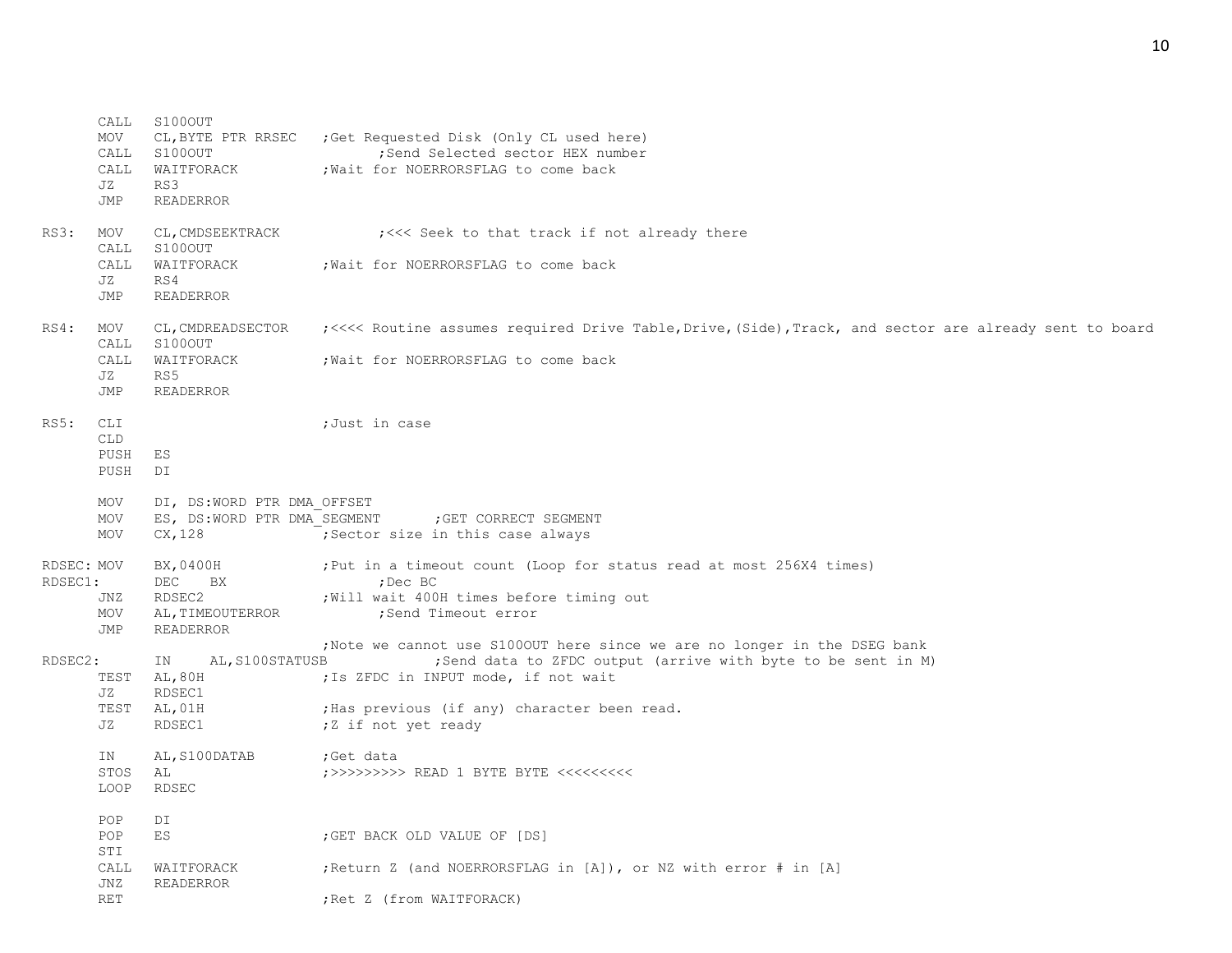```
        CALL   S100OUT
        MOV    CL,BYTE PTR RRSEC   ;Get Requested Disk (Only CL used here)
        CALL   S100OUT                     ;Send Selected sector HEX number
        CALL   WAITFORACK          ;Wait for NOERRORSFLAG to come back
        JZ     RS3
        JMP    READERROR

RS3:    MOV    CL,CMDSEEKTRACK             ;<<< Seek to that track if not already there
        CALL   S100OUT
        CALL   WAITFORACK          ;Wait for NOERRORSFLAG to come back
        JZ     RS4
        JMP    READERROR

RS4:    MOV    CL,CMDREADSECTOR    ;<<<< Routine assumes required Drive Table,Drive,(Side),Track, and sector are already sent to board
        CALL   S100OUT
        CALL   WAITFORACK          ;Wait for NOERRORSFLAG to come back
        JZ     RS5
        JMP    READERROR

RS5:    CLI                        ;Just in case
        CLD
        PUSH   ES
        PUSH   DI

        MOV    DI, DS:WORD PTR DMA_OFFSET
        MOV    ES, DS:WORD PTR DMA_SEGMENT      ;GET CORRECT SEGMENT
        MOV    CX,128              ;Sector size in this case always

RDSEC: MOV     BX,0400H            ;Put in a timeout count (Loop for status read at most 256X4 times)
RDSEC1:        DEC    BX                   ;Dec BC
        JNZ    RDSEC2              ;Will wait 400H times before timing out
        MOV    AL,TIMEOUTERROR             ;Send Timeout error
        JMP    READERROR
                                   ;Note we cannot use S100OUT here since we are no longer in the DSEG bank
RDSEC2:        IN     AL,S100STATUSB               ;Send data to ZFDC output (arrive with byte to be sent in M)
        TEST   AL,80H              ;Is ZFDC in INPUT mode, if not wait
        JZ     RDSEC1
        TEST   AL,01H              ;Has previous (if any) character been read.
        JZ     RDSEC1              ;Z if not yet ready

        IN     AL,S100DATAB        ;Get data
        STOS   AL                  ;>>>>>>>>> READ 1 BYTE BYTE <<<<<<<<<
        LOOP   RDSEC

        POP    DI
        POP    ES                  ;GET BACK OLD VALUE OF [DS]
        STI
        CALL   WAITFORACK          ;Return Z (and NOERRORSFLAG in [A]), or NZ with error # in [A]
        JNZ    READERROR
        RET                        ;Ret Z (from WAITFORACK)
```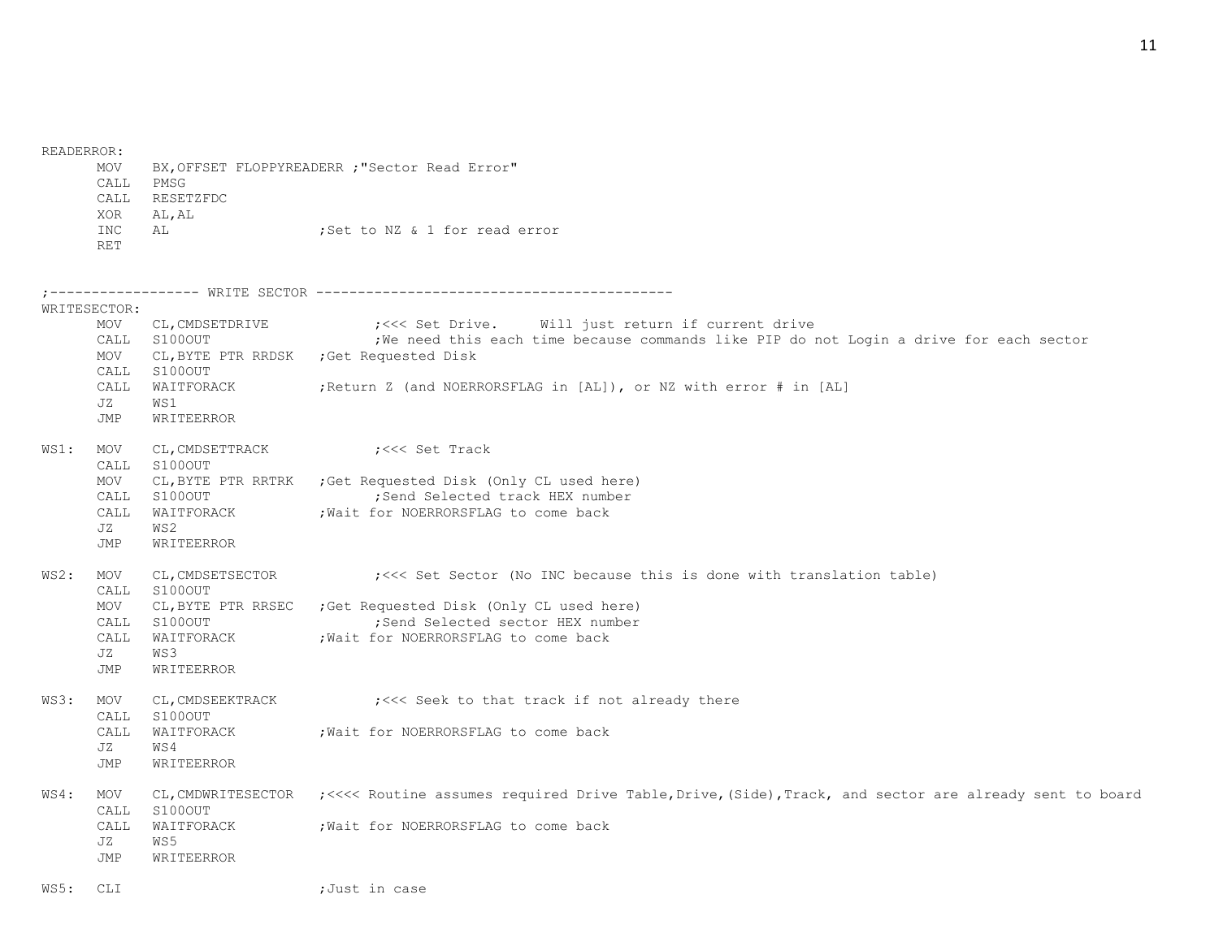```
READERROR:
       MOV    BX,OFFSET FLOPPYREADERR ;"Sector Read Error"
       CALL   PMSG
       CALL   RESETZFDC
       XOR    AL,AL
       INC    AL                  ;Set to NZ & 1 for read error
       RET


;------------------ WRITE SECTOR -------------------------------------------
WRITESECTOR:
       MOV    CL,CMDSETDRIVE             ;<<< Set Drive.     Will just return if current drive
       CALL   S100OUT                    ;We need this each time because commands like PIP do not Login a drive for each sector
       MOV    CL,BYTE PTR RRDSK   ;Get Requested Disk
       CALL   S100OUT
       CALL   WAITFORACK          ;Return Z (and NOERRORSFLAG in [AL]), or NZ with error # in [AL]
       JZ     WS1
       JMP    WRITEERROR

WS1:   MOV    CL,CMDSETTRACK             ;<<< Set Track
       CALL   S100OUT
       MOV    CL,BYTE PTR RRTRK   ;Get Requested Disk (Only CL used here)
       CALL   S100OUT                    ;Send Selected track HEX number
       CALL   WAITFORACK          ;Wait for NOERRORSFLAG to come back
       JZ     WS2
       JMP    WRITEERROR

WS2:   MOV    CL,CMDSETSECTOR            ;<<< Set Sector (No INC because this is done with translation table)
       CALL   S100OUT
       MOV    CL,BYTE PTR RRSEC   ;Get Requested Disk (Only CL used here)
       CALL   S100OUT                    ;Send Selected sector HEX number
       CALL   WAITFORACK          ;Wait for NOERRORSFLAG to come back
       JZ     WS3
       JMP    WRITEERROR

WS3:   MOV    CL,CMDSEEKTRACK            ;<<< Seek to that track if not already there
       CALL   S100OUT
       CALL   WAITFORACK          ;Wait for NOERRORSFLAG to come back
       JZ     WS4
       JMP    WRITEERROR

WS4:   MOV    CL,CMDWRITESECTOR   ;<<<< Routine assumes required Drive Table,Drive,(Side),Track, and sector are already sent to board
       CALL   S100OUT
       CALL   WAITFORACK          ;Wait for NOERRORSFLAG to come back
       JZ     WS5
       JMP    WRITEERROR

WS5:   CLI                        ;Just in case
```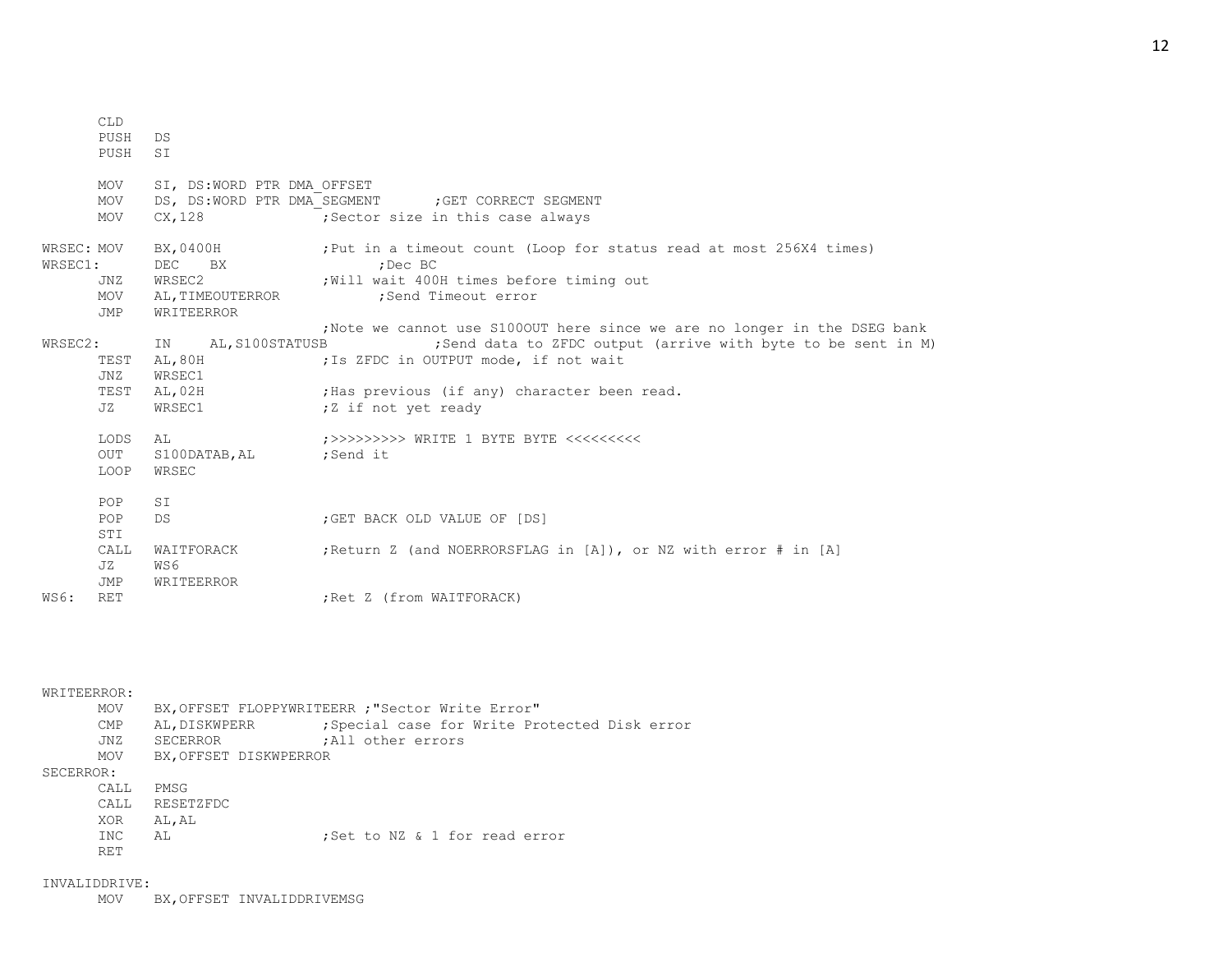```
        CLD
        PUSH   DS
        PUSH   SI

        MOV    SI, DS:WORD PTR DMA_OFFSET
        MOV    DS, DS:WORD PTR DMA_SEGMENT      ;GET CORRECT SEGMENT
        MOV    CX,128              ;Sector size in this case always

WRSEC: MOV     BX,0400H            ;Put in a timeout count (Loop for status read at most 256X4 times)
WRSEC1:        DEC    BX                ;Dec BC
        JNZ    WRSEC2              ;Will wait 400H times before timing out
        MOV    AL,TIMEOUTERROR          ;Send Timeout error
        JMP    WRITEERROR
                                   ;Note we cannot use S100OUT here since we are no longer in the DSEG bank
WRSEC2:        IN     AL,S100STATUSB            ;Send data to ZFDC output (arrive with byte to be sent in M)
        TEST   AL,80H              ;Is ZFDC in OUTPUT mode, if not wait
        JNZ    WRSEC1
        TEST   AL,02H              ;Has previous (if any) character been read.
        JZ     WRSEC1              ;Z if not yet ready

        LODS   AL                  ;>>>>>>>>> WRITE 1 BYTE BYTE <<<<<<<<<
        OUT    S100DATAB,AL        ;Send it
        LOOP   WRSEC

        POP    SI
        POP    DS                  ;GET BACK OLD VALUE OF [DS]
        STI
        CALL   WAITFORACK          ;Return Z (and NOERRORSFLAG in [A]), or NZ with error # in [A]
        JZ     WS6
        JMP    WRITEERROR
WS6:   RET                         ;Ret Z (from WAITFORACK)



WRITEERROR:
        MOV    BX,OFFSET FLOPPYWRITEERR ;"Sector Write Error"
        CMP    AL,DISKWPERR        ;Special case for Write Protected Disk error
        JNZ    SECERROR            ;All other errors
        MOV    BX,OFFSET DISKWPERROR
SECERROR:
        CALL   PMSG
        CALL   RESETZFDC
        XOR    AL,AL
        INC    AL                  ;Set to NZ & 1 for read error
        RET

INVALIDDRIVE:
        MOV    BX,OFFSET INVALIDDRIVEMSG
```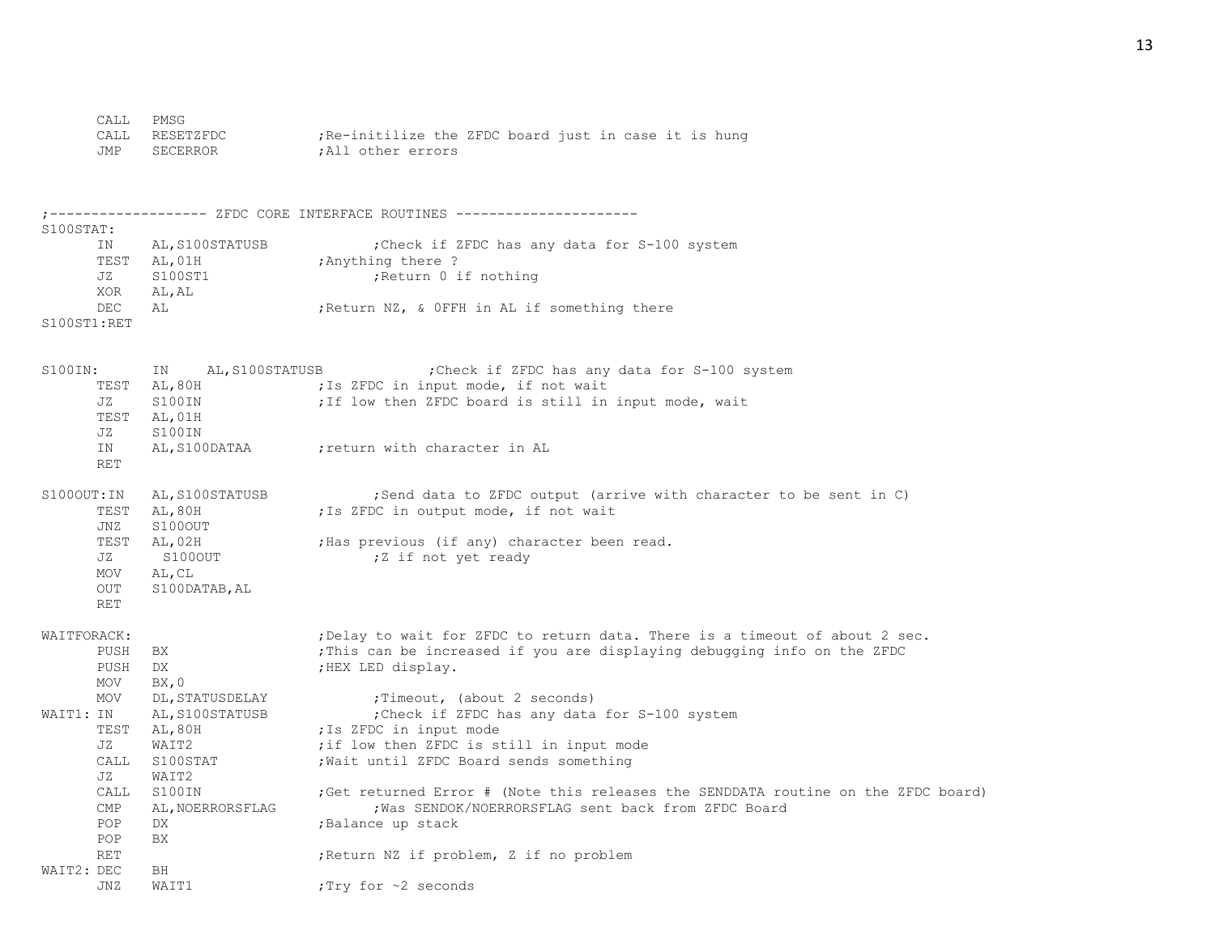```
      CALL   PMSG
      CALL   RESETZFDC            ;Re-initilize the ZFDC board just in case it is hung
      JMP    SECERROR             ;All other errors



;------------------- ZFDC CORE INTERFACE ROUTINES ----------------------
S100STAT:
      IN     AL,S100STATUSB             ;Check if ZFDC has any data for S-100 system
      TEST   AL,01H               ;Anything there ?
      JZ     S100ST1                    ;Return 0 if nothing
      XOR    AL,AL
      DEC    AL                   ;Return NZ, & 0FFH in AL if something there
S100ST1:RET


S100IN:      IN     AL,S100STATUSB             ;Check if ZFDC has any data for S-100 system
      TEST   AL,80H               ;Is ZFDC in input mode, if not wait
      JZ     S100IN               ;If low then ZFDC board is still in input mode, wait
      TEST   AL,01H
      JZ     S100IN
      IN     AL,S100DATAA         ;return with character in AL
      RET

S100OUT:IN   AL,S100STATUSB             ;Send data to ZFDC output (arrive with character to be sent in C)
      TEST   AL,80H               ;Is ZFDC in output mode, if not wait
      JNZ    S100OUT
      TEST   AL,02H               ;Has previous (if any) character been read.
      JZ      S100OUT                   ;Z if not yet ready
      MOV    AL,CL
      OUT    S100DATAB,AL
      RET

WAITFORACK:                       ;Delay to wait for ZFDC to return data. There is a timeout of about 2 sec.
      PUSH   BX                   ;This can be increased if you are displaying debugging info on the ZFDC
      PUSH   DX                   ;HEX LED display.
      MOV    BX,0
      MOV    DL,STATUSDELAY             ;Timeout, (about 2 seconds)
WAIT1: IN    AL,S100STATUSB             ;Check if ZFDC has any data for S-100 system
      TEST   AL,80H               ;Is ZFDC in input mode
      JZ     WAIT2                ;if low then ZFDC is still in input mode
      CALL   S100STAT             ;Wait until ZFDC Board sends something
      JZ     WAIT2
      CALL   S100IN               ;Get returned Error # (Note this releases the SENDDATA routine on the ZFDC board)
      CMP    AL,NOERRORSFLAG            ;Was SENDOK/NOERRORSFLAG sent back from ZFDC Board
      POP    DX                   ;Balance up stack
      POP    BX
      RET                         ;Return NZ if problem, Z if no problem
WAIT2: DEC   BH
      JNZ    WAIT1                ;Try for ~2 seconds
```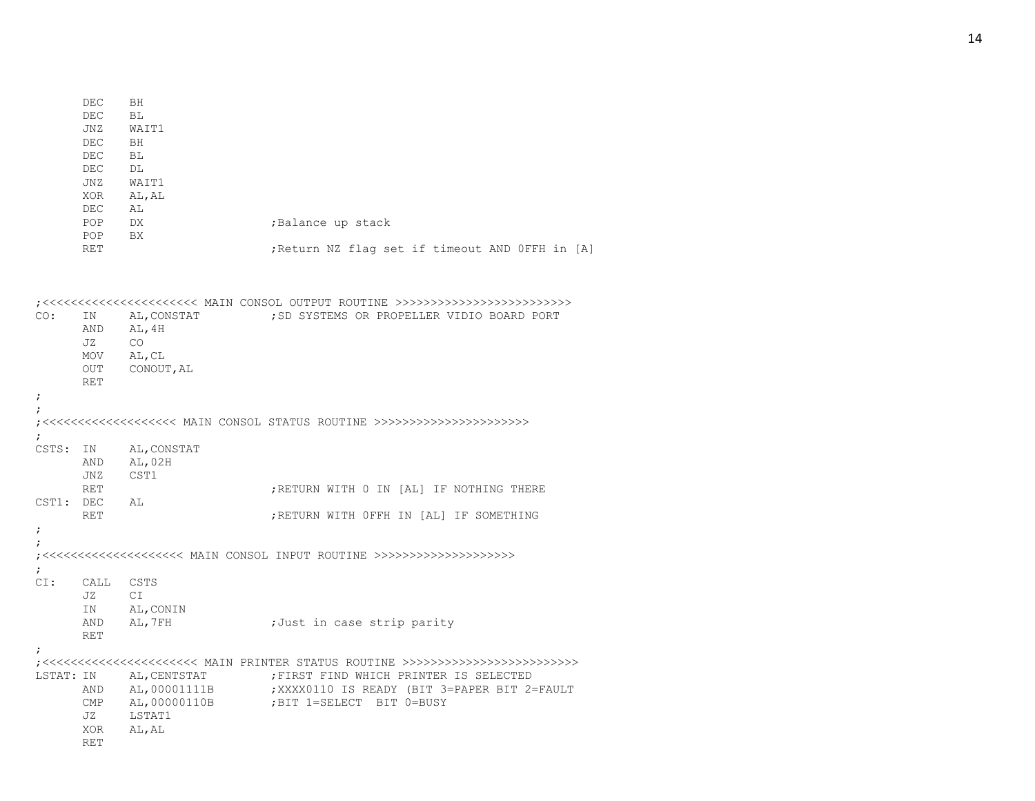```
        DEC    BH
        DEC    BL
        JNZ    WAIT1
        DEC    BH
        DEC    BL
        DEC    DL
        JNZ    WAIT1
        XOR    AL,AL
        DEC    AL
        POP    DX                   ;Balance up stack
        POP    BX
        RET                         ;Return NZ flag set if timeout AND 0FFH in [A]


;<<<<<<<<<<<<<<<<<<<<<< MAIN CONSOL OUTPUT ROUTINE >>>>>>>>>>>>>>>>>>>>>>>>>
CO:     IN     AL,CONSTAT           ;SD SYSTEMS OR PROPELLER VIDIO BOARD PORT
        AND    AL,4H
        JZ     CO
        MOV    AL,CL
        OUT    CONOUT,AL
        RET
;
;
;<<<<<<<<<<<<<<<<<<< MAIN CONSOL STATUS ROUTINE >>>>>>>>>>>>>>>>>>>>>>
;
CSTS:   IN     AL,CONSTAT
        AND    AL,02H
        JNZ    CST1
        RET                         ;RETURN WITH 0 IN [AL] IF NOTHING THERE
CST1:   DEC    AL
        RET                         ;RETURN WITH 0FFH IN [AL] IF SOMETHING
;
;
;<<<<<<<<<<<<<<<<<<<< MAIN CONSOL INPUT ROUTINE >>>>>>>>>>>>>>>>>>>>
;
CI:     CALL   CSTS
        JZ     CI
        IN     AL,CONIN
        AND    AL,7FH               ;Just in case strip parity
        RET
;
;<<<<<<<<<<<<<<<<<<<<<< MAIN PRINTER STATUS ROUTINE >>>>>>>>>>>>>>>>>>>>>>>>>
LSTAT:  IN     AL,CENTSTAT          ;FIRST FIND WHICH PRINTER IS SELECTED
        AND    AL,00001111B         ;XXXX0110 IS READY (BIT 3=PAPER BIT 2=FAULT
        CMP    AL,00000110B         ;BIT 1=SELECT  BIT 0=BUSY
        JZ     LSTAT1
        XOR    AL,AL
        RET
```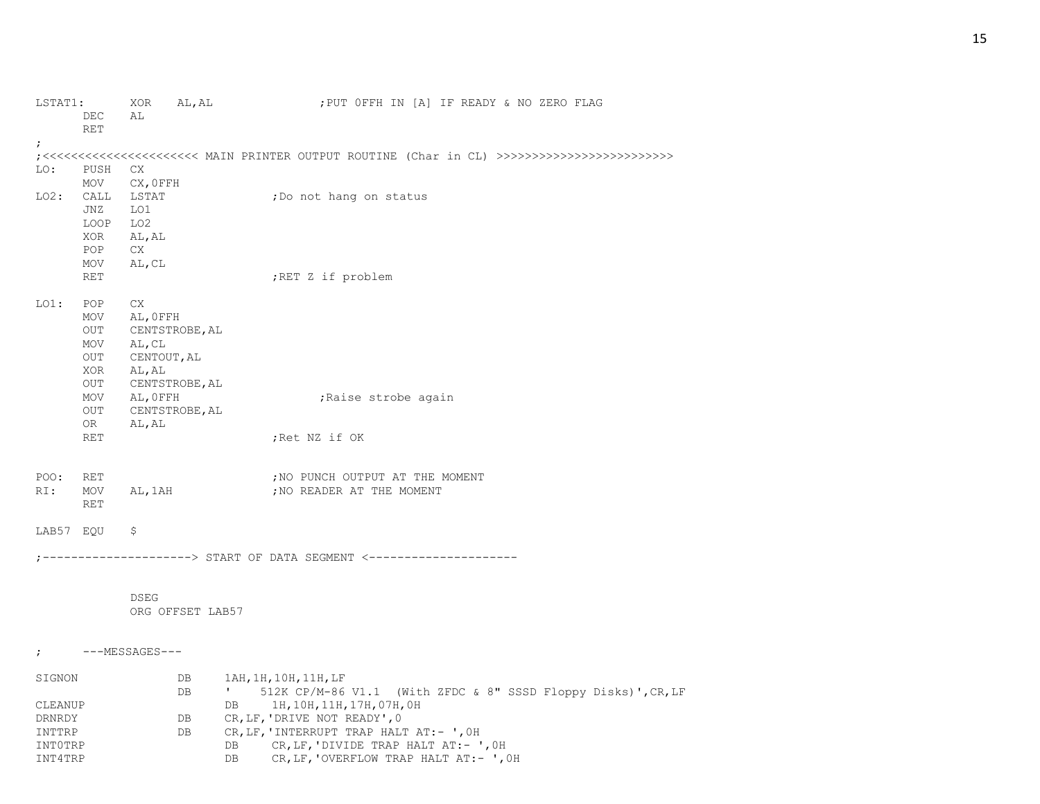```
LSTAT1:       XOR    AL,AL               ;PUT 0FFH IN [A] IF READY & NO ZERO FLAG
       DEC    AL
       RET
;
;<<<<<<<<<<<<<<<<<<<<<<< MAIN PRINTER OUTPUT ROUTINE (Char in CL) >>>>>>>>>>>>>>>>>>>>>>>>>>
LO:    PUSH   CX
       MOV    CX,0FFH
LO2:   CALL   LSTAT               ;Do not hang on status
       JNZ    LO1
       LOOP   LO2
       XOR    AL,AL
       POP    CX
       MOV    AL,CL
       RET                        ;RET Z if problem

LO1:   POP    CX
       MOV    AL,0FFH
       OUT    CENTSTROBE,AL
       MOV    AL,CL
       OUT    CENTOUT,AL
       XOR    AL,AL
       OUT    CENTSTROBE,AL
       MOV    AL,0FFH                   ;Raise strobe again
       OUT    CENTSTROBE,AL
       OR     AL,AL
       RET                        ;Ret NZ if OK


POO:   RET                        ;NO PUNCH OUTPUT AT THE MOMENT
RI:    MOV    AL,1AH              ;NO READER AT THE MOMENT
       RET

LAB57  EQU    $

;---------------------> START OF DATA SEGMENT <---------------------


              DSEG
              ORG OFFSET LAB57


;      ---MESSAGES---

SIGNON              DB     1AH,1H,10H,11H,LF
                    DB     '    512K CP/M-86 V1.1  (With ZFDC & 8" SSSD Floppy Disks)',CR,LF
CLEANUP                    DB     1H,10H,11H,17H,07H,0H
DRNRDY              DB     CR,LF,'DRIVE NOT READY',0
INTTRP              DB     CR,LF,'INTERRUPT TRAP HALT AT:- ',0H
INT0TRP                    DB     CR,LF,'DIVIDE TRAP HALT AT:- ',0H
INT4TRP                    DB     CR,LF,'OVERFLOW TRAP HALT AT:- ',0H
```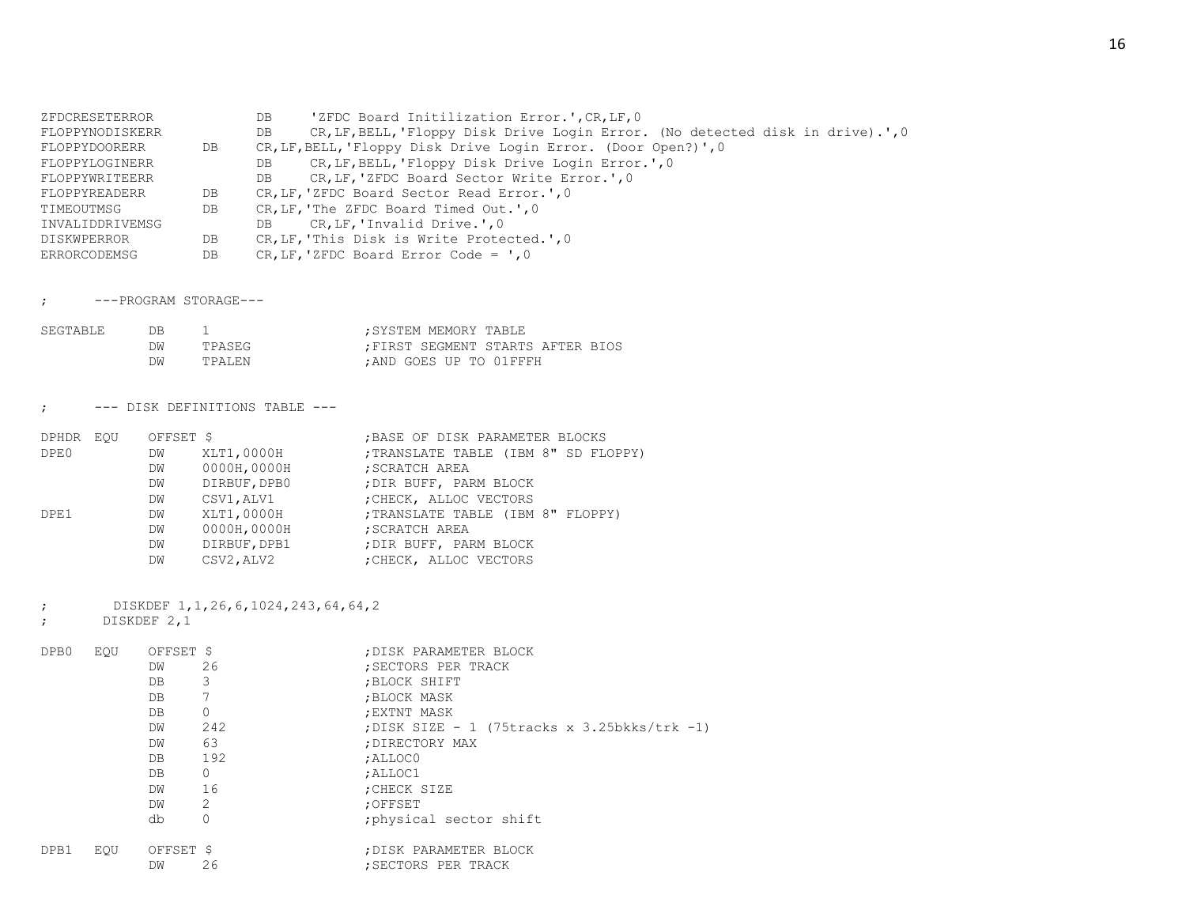```
ZFDCRESETERROR          DB    'ZFDC Board Initilization Error.',CR,LF,0
FLOPPYNODISKERR         DB    CR,LF,BELL,'Floppy Disk Drive Login Error. (No detected disk in drive).',0
FLOPPYDOORERR     DB    CR,LF,BELL,'Floppy Disk Drive Login Error. (Door Open?)',0
FLOPPYLOGINERR          DB    CR,LF,BELL,'Floppy Disk Drive Login Error.',0
FLOPPYWRITEERR          DB    CR,LF,'ZFDC Board Sector Write Error.',0
FLOPPYREADERR     DB    CR,LF,'ZFDC Board Sector Read Error.',0
TIMEOUTMSG        DB    CR,LF,'The ZFDC Board Timed Out.',0
INVALIDDRIVEMSG         DB    CR,LF,'Invalid Drive.',0
DISKWPERROR       DB    CR,LF,'This Disk is Write Protected.',0
ERRORCODEMSG      DB    CR,LF,'ZFDC Board Error Code = ',0


;     ---PROGRAM STORAGE---

SEGTABLE    DB    1                 ;SYSTEM MEMORY TABLE
            DW    TPASEG            ;FIRST SEGMENT STARTS AFTER BIOS
            DW    TPALEN            ;AND GOES UP TO 01FFFH


;     --- DISK DEFINITIONS TABLE ---

DPHDR  EQU   OFFSET $               ;BASE OF DISK PARAMETER BLOCKS
DPE0        DW    XLT1,0000H        ;TRANSLATE TABLE (IBM 8" SD FLOPPY)
            DW    0000H,0000H       ;SCRATCH AREA
            DW    DIRBUF,DPB0       ;DIR BUFF, PARM BLOCK
            DW    CSV1,ALV1         ;CHECK, ALLOC VECTORS
DPE1        DW    XLT1,0000H        ;TRANSLATE TABLE (IBM 8" FLOPPY)
            DW    0000H,0000H       ;SCRATCH AREA
            DW    DIRBUF,DPB1       ;DIR BUFF, PARM BLOCK
            DW    CSV2,ALV2         ;CHECK, ALLOC VECTORS


;       DISKDEF 1,1,26,6,1024,243,64,64,2
;       DISKDEF 2,1

DPB0   EQU   OFFSET $               ;DISK PARAMETER BLOCK
            DW    26                ;SECTORS PER TRACK
            DB    3                 ;BLOCK SHIFT
            DB    7                 ;BLOCK MASK
            DB    0                 ;EXTNT MASK
            DW    242               ;DISK SIZE - 1 (75tracks x 3.25bkks/trk -1)
            DW    63                ;DIRECTORY MAX
            DB    192               ;ALLOC0
            DB    0                 ;ALLOC1
            DW    16                ;CHECK SIZE
            DW    2                 ;OFFSET
            db    0                 ;physical sector shift

DPB1   EQU   OFFSET $               ;DISK PARAMETER BLOCK
            DW    26                ;SECTORS PER TRACK
```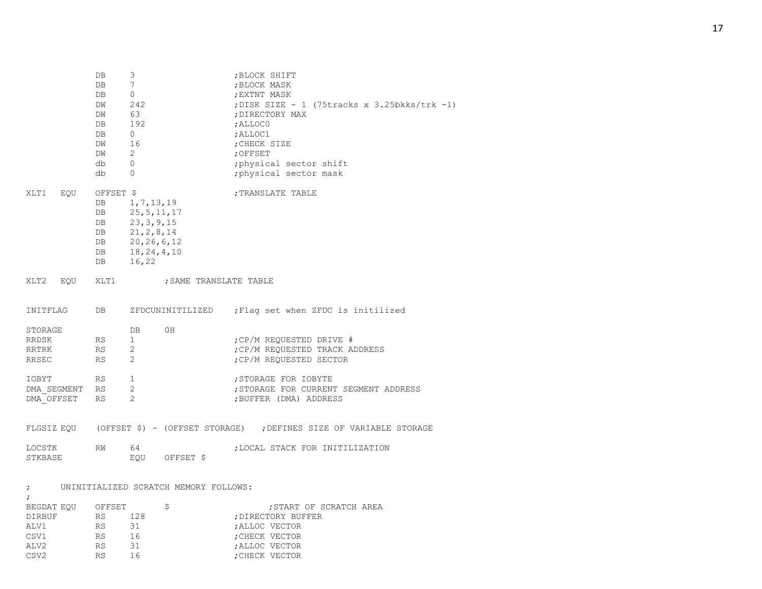```
                DB      3                       ;BLOCK SHIFT
                DB      7                       ;BLOCK MASK
                DB      0                       ;EXTNT MASK
                DW      242                     ;DISK SIZE - 1 (75tracks x 3.25bkks/trk -1)
                DW      63                      ;DIRECTORY MAX
                DB      192                     ;ALLOC0
                DB      0                       ;ALLOC1
                DW      16                      ;CHECK SIZE
                DW      2                       ;OFFSET
                db      0                       ;physical sector shift
                db      0                       ;physical sector mask

XLT1    EQU     OFFSET $                        ;TRANSLATE TABLE
                DB      1,7,13,19
                DB      25,5,11,17
                DB      23,3,9,15
                DB      21,2,8,14
                DB      20,26,6,12
                DB      18,24,4,10
                DB      16,22

XLT2    EQU     XLT1            ;SAME TRANSLATE TABLE


INITFLAG        DB      ZFDCUNINITILIZED    ;Flag set when ZFDC is initilized

STORAGE                 DB      0H
RRDSK           RS      1                       ;CP/M REQUESTED DRIVE #
RRTRK           RS      2                       ;CP/M REQUESTED TRACK ADDRESS
RRSEC           RS      2                       ;CP/M REQUESTED SECTOR

IOBYT           RS      1                       ;STORAGE FOR IOBYTE
DMA_SEGMENT     RS      2                       ;STORAGE FOR CURRENT SEGMENT ADDRESS
DMA_OFFSET      RS      2                       ;BUFFER (DMA) ADDRESS


FLGSIZ EQU      (OFFSET $) - (OFFSET STORAGE)   ;DEFINES SIZE OF VARIABLE STORAGE

LOCSTK          RW      64                      ;LOCAL STACK FOR INITILIZATION
STKBASE                 EQU     OFFSET $


;       UNINITIALIZED SCRATCH MEMORY FOLLOWS:
;
BEGDAT EQU      OFFSET          $                       ;START OF SCRATCH AREA
DIRBUF          RS      128                     ;DIRECTORY BUFFER
ALV1            RS      31                      ;ALLOC VECTOR
CSV1            RS      16                      ;CHECK VECTOR
ALV2            RS      31                      ;ALLOC VECTOR
CSV2            RS      16                      ;CHECK VECTOR
```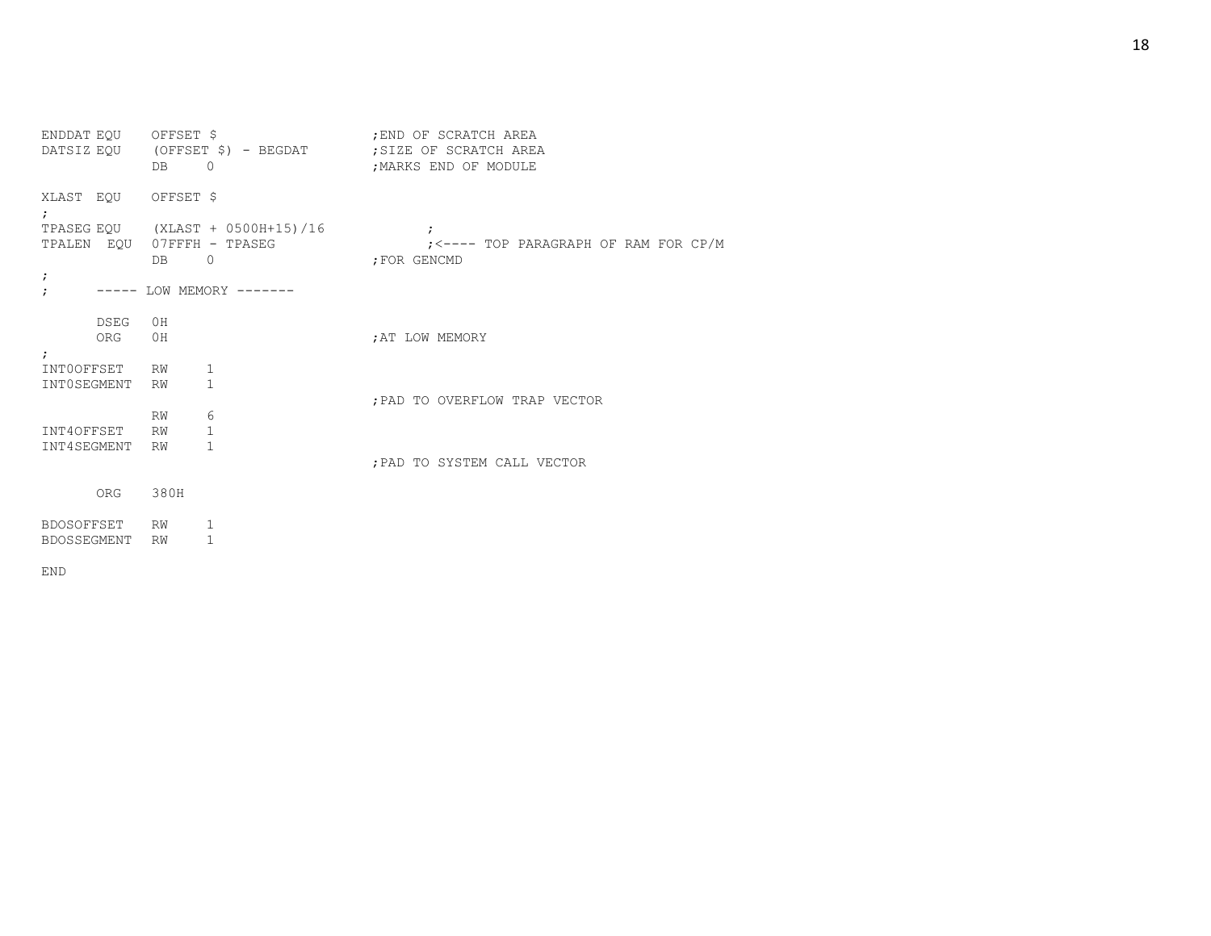```
ENDDAT EQU    OFFSET $                   ;END OF SCRATCH AREA
DATSIZ EQU    (OFFSET $) - BEGDAT        ;SIZE OF SCRATCH AREA
              DB     0                   ;MARKS END OF MODULE

XLAST  EQU    OFFSET $
;
TPASEG EQU    (XLAST + 0500H+15)/16            ;
TPALEN  EQU   07FFFH - TPASEG                  ;<---- TOP PARAGRAPH OF RAM FOR CP/M
              DB     0                   ;FOR GENCMD
;
;      ----- LOW MEMORY -------

       DSEG   0H
       ORG    0H                         ;AT LOW MEMORY
;
INT0OFFSET    RW     1
INT0SEGMENT   RW     1
                                         ;PAD TO OVERFLOW TRAP VECTOR
              RW     6
INT4OFFSET    RW     1
INT4SEGMENT   RW     1
                                         ;PAD TO SYSTEM CALL VECTOR

       ORG    380H

BDOSOFFSET    RW     1
BDOSSEGMENT   RW     1

END
```